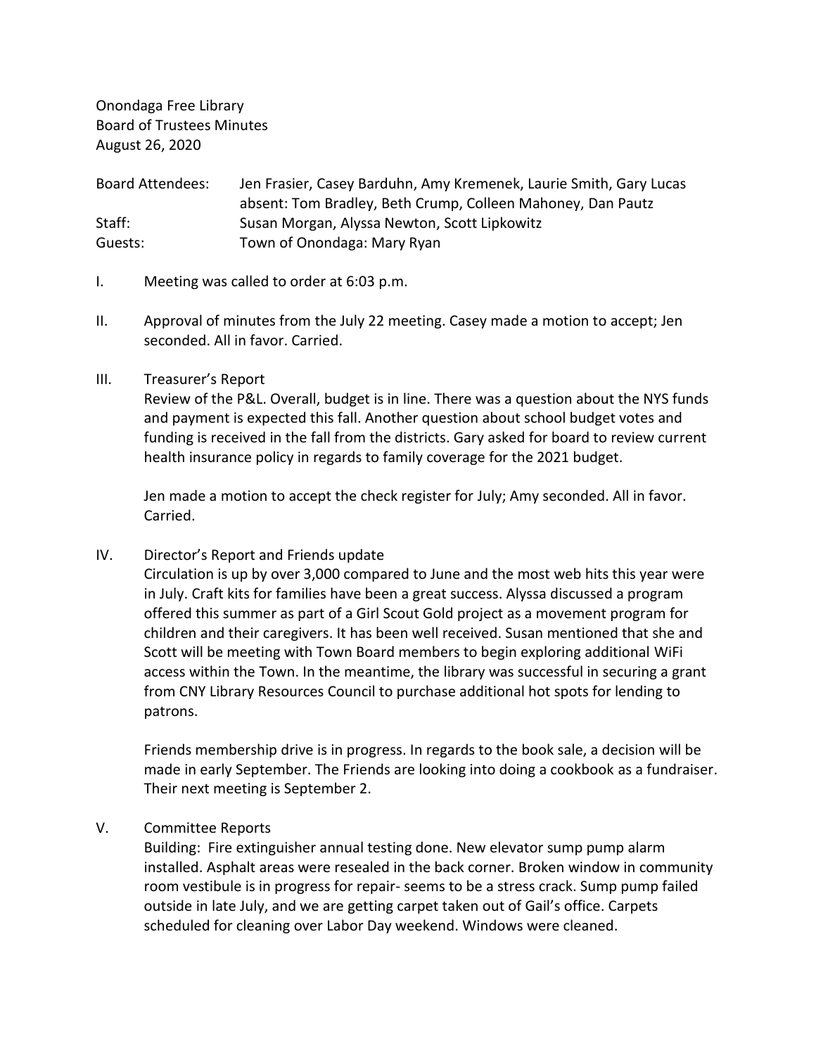Onondaga Free Library
Board of Trustees Minutes
August 26, 2020

| | |
|---|---|
| Board Attendees: | Jen Frasier, Casey Barduhn, Amy Kremenek, Laurie Smith, Gary Lucas<br>absent: Tom Bradley, Beth Crump, Colleen Mahoney, Dan Pautz |
| Staff: | Susan Morgan, Alyssa Newton, Scott Lipkowitz |
| Guests: | Town of Onondaga: Mary Ryan |

I. Meeting was called to order at 6:03 p.m.

II. Approval of minutes from the July 22 meeting. Casey made a motion to accept; Jen seconded. All in favor. Carried.

III. Treasurer's Report

Review of the P&L. Overall, budget is in line. There was a question about the NYS funds and payment is expected this fall. Another question about school budget votes and funding is received in the fall from the districts. Gary asked for board to review current health insurance policy in regards to family coverage for the 2021 budget.

Jen made a motion to accept the check register for July; Amy seconded. All in favor. Carried.

IV. Director's Report and Friends update

Circulation is up by over 3,000 compared to June and the most web hits this year were in July. Craft kits for families have been a great success. Alyssa discussed a program offered this summer as part of a Girl Scout Gold project as a movement program for children and their caregivers. It has been well received. Susan mentioned that she and Scott will be meeting with Town Board members to begin exploring additional WiFi access within the Town. In the meantime, the library was successful in securing a grant from CNY Library Resources Council to purchase additional hot spots for lending to patrons.

Friends membership drive is in progress. In regards to the book sale, a decision will be made in early September. The Friends are looking into doing a cookbook as a fundraiser. Their next meeting is September 2.

V. Committee Reports

Building: Fire extinguisher annual testing done. New elevator sump pump alarm installed. Asphalt areas were resealed in the back corner. Broken window in community room vestibule is in progress for repair- seems to be a stress crack. Sump pump failed outside in late July, and we are getting carpet taken out of Gail's office. Carpets scheduled for cleaning over Labor Day weekend. Windows were cleaned.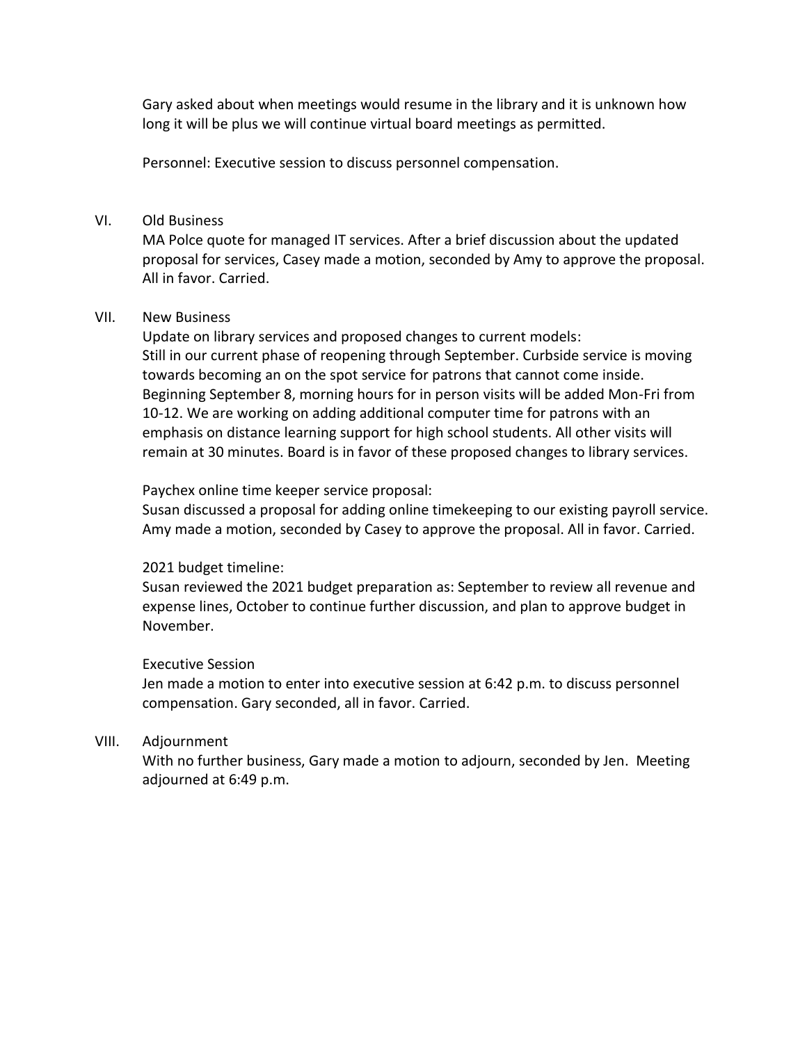Gary asked about when meetings would resume in the library and it is unknown how long it will be plus we will continue virtual board meetings as permitted.

Personnel: Executive session to discuss personnel compensation.

VI. Old Business

MA Polce quote for managed IT services. After a brief discussion about the updated proposal for services, Casey made a motion, seconded by Amy to approve the proposal. All in favor. Carried.

VII. New Business

Update on library services and proposed changes to current models:
Still in our current phase of reopening through September. Curbside service is moving towards becoming an on the spot service for patrons that cannot come inside. Beginning September 8, morning hours for in person visits will be added Mon-Fri from 10-12. We are working on adding additional computer time for patrons with an emphasis on distance learning support for high school students. All other visits will remain at 30 minutes. Board is in favor of these proposed changes to library services.

Paychex online time keeper service proposal:
Susan discussed a proposal for adding online timekeeping to our existing payroll service. Amy made a motion, seconded by Casey to approve the proposal. All in favor. Carried.

2021 budget timeline:
Susan reviewed the 2021 budget preparation as: September to review all revenue and expense lines, October to continue further discussion, and plan to approve budget in November.

Executive Session
Jen made a motion to enter into executive session at 6:42 p.m. to discuss personnel compensation. Gary seconded, all in favor. Carried.

VIII. Adjournment

With no further business, Gary made a motion to adjourn, seconded by Jen. Meeting adjourned at 6:49 p.m.